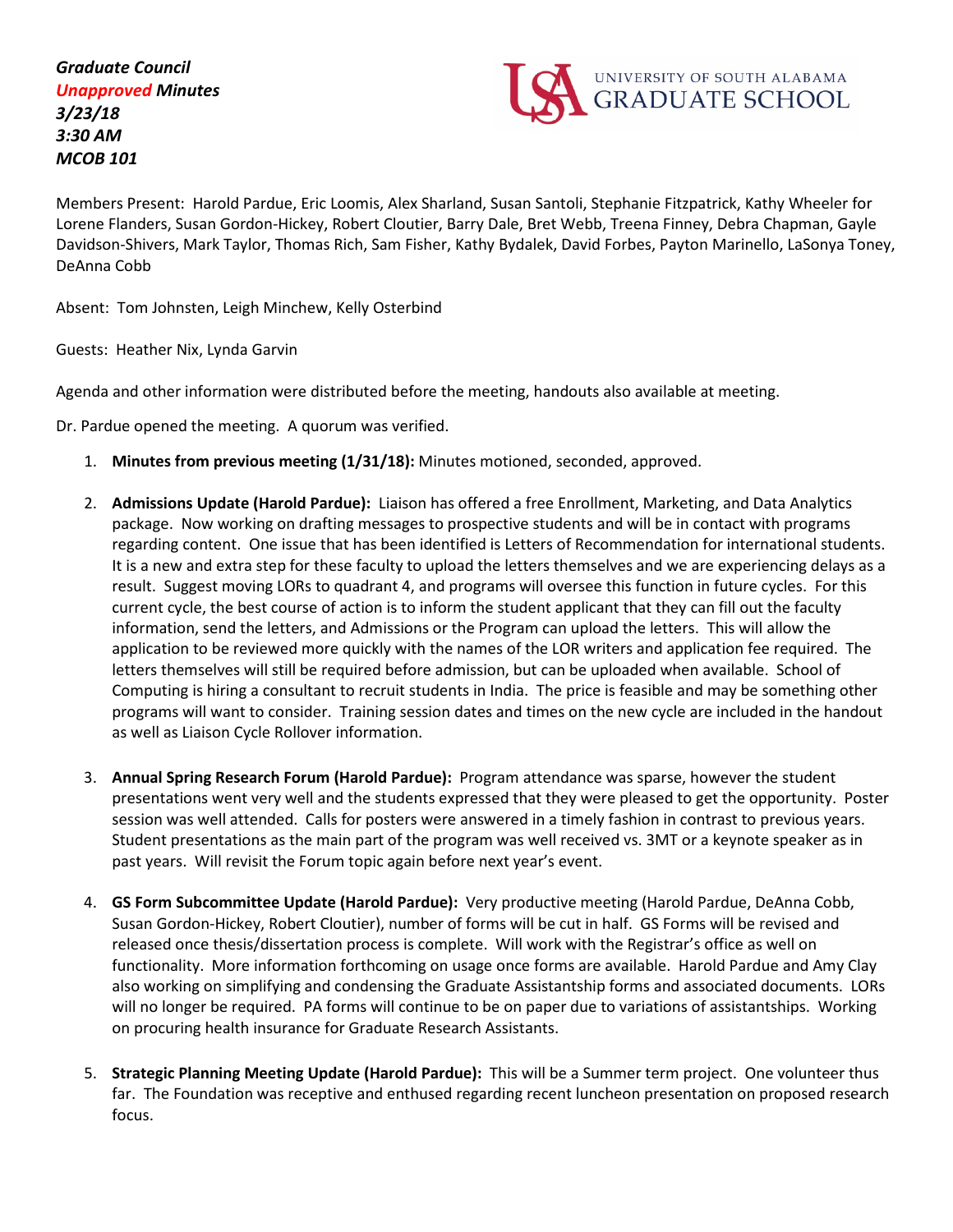***Graduate Council***
***Unapproved Minutes***
***3/23/18***
***3:30 AM***
***MCOB 101***

UNIVERSITY OF SOUTH ALABAMA GRADUATE SCHOOL

Members Present: Harold Pardue, Eric Loomis, Alex Sharland, Susan Santoli, Stephanie Fitzpatrick, Kathy Wheeler for Lorene Flanders, Susan Gordon-Hickey, Robert Cloutier, Barry Dale, Bret Webb, Treena Finney, Debra Chapman, Gayle Davidson-Shivers, Mark Taylor, Thomas Rich, Sam Fisher, Kathy Bydalek, David Forbes, Payton Marinello, LaSonya Toney, DeAnna Cobb

Absent: Tom Johnsten, Leigh Minchew, Kelly Osterbind

Guests: Heather Nix, Lynda Garvin

Agenda and other information were distributed before the meeting, handouts also available at meeting.

Dr. Pardue opened the meeting. A quorum was verified.

1. **Minutes from previous meeting (1/31/18):** Minutes motioned, seconded, approved.

2. **Admissions Update (Harold Pardue):** Liaison has offered a free Enrollment, Marketing, and Data Analytics package. Now working on drafting messages to prospective students and will be in contact with programs regarding content. One issue that has been identified is Letters of Recommendation for international students. It is a new and extra step for these faculty to upload the letters themselves and we are experiencing delays as a result. Suggest moving LORs to quadrant 4, and programs will oversee this function in future cycles. For this current cycle, the best course of action is to inform the student applicant that they can fill out the faculty information, send the letters, and Admissions or the Program can upload the letters. This will allow the application to be reviewed more quickly with the names of the LOR writers and application fee required. The letters themselves will still be required before admission, but can be uploaded when available. School of Computing is hiring a consultant to recruit students in India. The price is feasible and may be something other programs will want to consider. Training session dates and times on the new cycle are included in the handout as well as Liaison Cycle Rollover information.

3. **Annual Spring Research Forum (Harold Pardue):** Program attendance was sparse, however the student presentations went very well and the students expressed that they were pleased to get the opportunity. Poster session was well attended. Calls for posters were answered in a timely fashion in contrast to previous years. Student presentations as the main part of the program was well received vs. 3MT or a keynote speaker as in past years. Will revisit the Forum topic again before next year's event.

4. **GS Form Subcommittee Update (Harold Pardue):** Very productive meeting (Harold Pardue, DeAnna Cobb, Susan Gordon-Hickey, Robert Cloutier), number of forms will be cut in half. GS Forms will be revised and released once thesis/dissertation process is complete. Will work with the Registrar's office as well on functionality. More information forthcoming on usage once forms are available. Harold Pardue and Amy Clay also working on simplifying and condensing the Graduate Assistantship forms and associated documents. LORs will no longer be required. PA forms will continue to be on paper due to variations of assistantships. Working on procuring health insurance for Graduate Research Assistants.

5. **Strategic Planning Meeting Update (Harold Pardue):** This will be a Summer term project. One volunteer thus far. The Foundation was receptive and enthused regarding recent luncheon presentation on proposed research focus.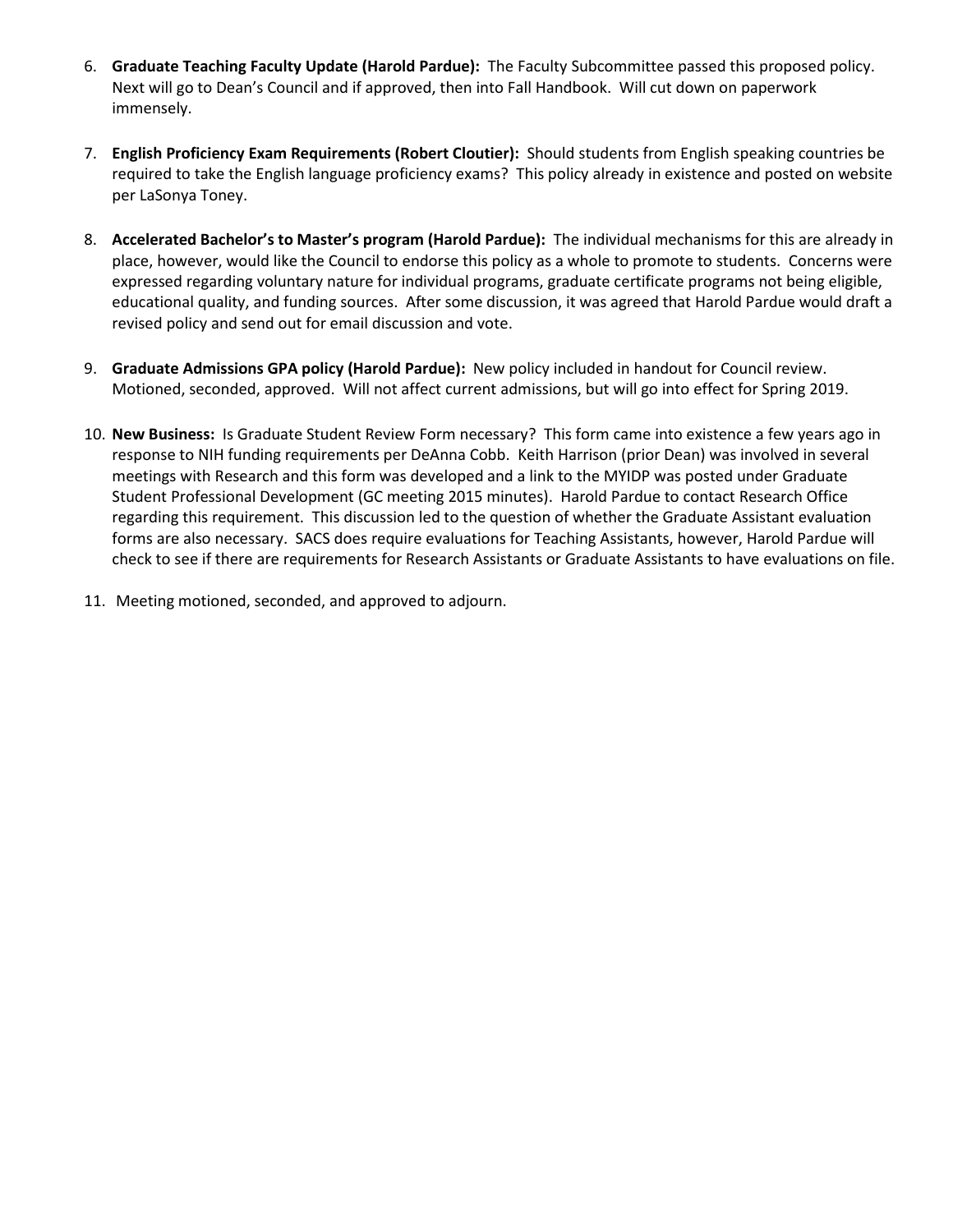6. **Graduate Teaching Faculty Update (Harold Pardue):** The Faculty Subcommittee passed this proposed policy. Next will go to Dean's Council and if approved, then into Fall Handbook. Will cut down on paperwork immensely.

7. **English Proficiency Exam Requirements (Robert Cloutier):** Should students from English speaking countries be required to take the English language proficiency exams? This policy already in existence and posted on website per LaSonya Toney.

8. **Accelerated Bachelor's to Master's program (Harold Pardue):** The individual mechanisms for this are already in place, however, would like the Council to endorse this policy as a whole to promote to students. Concerns were expressed regarding voluntary nature for individual programs, graduate certificate programs not being eligible, educational quality, and funding sources. After some discussion, it was agreed that Harold Pardue would draft a revised policy and send out for email discussion and vote.

9. **Graduate Admissions GPA policy (Harold Pardue):** New policy included in handout for Council review. Motioned, seconded, approved. Will not affect current admissions, but will go into effect for Spring 2019.

10. **New Business:** Is Graduate Student Review Form necessary? This form came into existence a few years ago in response to NIH funding requirements per DeAnna Cobb. Keith Harrison (prior Dean) was involved in several meetings with Research and this form was developed and a link to the MYIDP was posted under Graduate Student Professional Development (GC meeting 2015 minutes). Harold Pardue to contact Research Office regarding this requirement. This discussion led to the question of whether the Graduate Assistant evaluation forms are also necessary. SACS does require evaluations for Teaching Assistants, however, Harold Pardue will check to see if there are requirements for Research Assistants or Graduate Assistants to have evaluations on file.

11. Meeting motioned, seconded, and approved to adjourn.